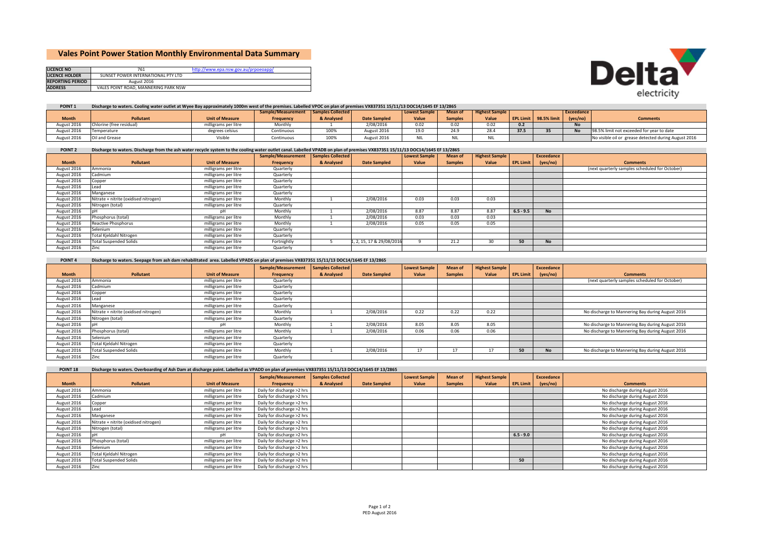# Vales Point Power Station Monthly Environmental Data Summary

| | | |
|---|---|---|
| **LICENCE NO** | 761 | http://www.epa.nsw.gov.au/prpoeoapp/ |
| **LICENCE HOLDER** | SUNSET POWER INTERNATIONAL PTY LTD | |
| **REPORTING PERIOD** | August 2016 | |
| **ADDRESS** | VALES POINT ROAD, MANNERING PARK NSW | |

Delta electricity

**POINT 1** Discharge to waters. Cooling water outlet at Wyee Bay approximately 1000m west of the premises. Labelled VPOC on plan of premises VX837351 15/11/13 DOC14/1645 EF 13/2865

| Month | Pollutant | Unit of Measure | Sample/Measurement Frequency | Samples Collected & Analysed | Date Sampled | Lowest Sample Value | Mean of Samples | Highest Sample Value | EPL Limit | 98.5% limit | Exceedance (yes/no) | Comments |
|---|---|---|---|---|---|---|---|---|---|---|---|---|
| August 2016 | Chlorine (free residual) | milligrams per litre | Monthly | 1 | 2/08/2016 | 0.02 | 0.02 | 0.02 | 0.2 | | No | |
| August 2016 | Temperature | degrees celsius | Continuous | 100% | August 2016 | 19.0 | 24.9 | 28.4 | 37.5 | 35 | No | 98.5% limit not exceeded for year to date |
| August 2016 | Oil and Grease | Visible | Continuous | 100% | August 2016 | NIL | NIL | NIL | | | | No visible oil or grease detected during August 2016 |

**POINT 2** Discharge to waters. Discharge from the ash water recycle system to the cooling water outlet canal. Labelled VPADB on plan of premises VX837351 15/11/13 DOC14/1645 EF 13/2865

| Month | Pollutant | Unit of Measure | Sample/Measurement Frequency | Samples Collected & Analysed | Date Sampled | Lowest Sample Value | Mean of Samples | Highest Sample Value | EPL Limit | Exceedance (yes/no) | Comments |
|---|---|---|---|---|---|---|---|---|---|---|---|
| August 2016 | Ammonia | milligrams per litre | Quarterly | | | | | | | | (next quarterly samples scheduled for October) |
| August 2016 | Cadmium | milligrams per litre | Quarterly | | | | | | | | |
| August 2016 | Copper | milligrams per litre | Quarterly | | | | | | | | |
| August 2016 | Lead | milligrams per litre | Quarterly | | | | | | | | |
| August 2016 | Manganese | milligrams per litre | Quarterly | | | | | | | | |
| August 2016 | Nitrate + nitrite (oxidised nitrogen) | milligrams per litre | Monthly | 1 | 2/08/2016 | 0.03 | 0.03 | 0.03 | | | |
| August 2016 | Nitrogen (total) | milligrams per litre | Quarterly | | | | | | | | |
| August 2016 | pH | pH | Monthly | 1 | 2/08/2016 | 8.87 | 8.87 | 8.87 | 6.5 - 9.5 | No | |
| August 2016 | Phosphorus (total) | milligrams per litre | Monthly | 1 | 2/08/2016 | 0.03 | 0.03 | 0.03 | | | |
| August 2016 | Reactive Phosphorus | milligrams per litre | Monthly | 1 | 2/08/2016 | 0.05 | 0.05 | 0.05 | | | |
| August 2016 | Selenium | milligrams per litre | Quarterly | | | | | | | | |
| August 2016 | Total Kjeldahl Nitrogen | milligrams per litre | Quarterly | | | | | | | | |
| August 2016 | Total Suspended Solids | milligrams per litre | Fortnightly | 5 | 1, 2, 15, 17 & 29/08/2016 | 9 | 21.2 | 30 | 50 | No | |
| August 2016 | Zinc | milligrams per litre | Quarterly | | | | | | | | |

**POINT 4** Discharge to waters. Seepage from ash dam rehabilitated area. Labelled VPADS on plan of premises VX837351 15/11/13 DOC14/1645 EF 13/2865

| Month | Pollutant | Unit of Measure | Sample/Measurement Frequency | Samples Collected & Analysed | Date Sampled | Lowest Sample Value | Mean of Samples | Highest Sample Value | EPL Limit | Exceedance (yes/no) | Comments |
|---|---|---|---|---|---|---|---|---|---|---|---|
| August 2016 | Ammonia | milligrams per litre | Quarterly | | | | | | | | (next quarterly samples scheduled for October) |
| August 2016 | Cadmium | milligrams per litre | Quarterly | | | | | | | | |
| August 2016 | Copper | milligrams per litre | Quarterly | | | | | | | | |
| August 2016 | Lead | milligrams per litre | Quarterly | | | | | | | | |
| August 2016 | Manganese | milligrams per litre | Quarterly | | | | | | | | |
| August 2016 | Nitrate + nitrite (oxidised nitrogen) | milligrams per litre | Monthly | 1 | 2/08/2016 | 0.22 | 0.22 | 0.22 | | | No discharge to Mannering Bay during August 2016 |
| August 2016 | Nitrogen (total) | milligrams per litre | Quarterly | | | | | | | | |
| August 2016 | pH | pH | Monthly | 1 | 2/08/2016 | 8.05 | 8.05 | 8.05 | | | No discharge to Mannering Bay during August 2016 |
| August 2016 | Phosphorus (total) | milligrams per litre | Monthly | 1 | 2/08/2016 | 0.06 | 0.06 | 0.06 | | | No discharge to Mannering Bay during August 2016 |
| August 2016 | Selenium | milligrams per litre | Quarterly | | | | | | | | |
| August 2016 | Total Kjeldahl Nitrogen | milligrams per litre | Quarterly | | | | | | | | |
| August 2016 | Total Suspended Solids | milligrams per litre | Monthly | 1 | 2/08/2016 | 17 | 17 | 17 | 50 | No | No discharge to Mannering Bay during August 2016 |
| August 2016 | Zinc | milligrams per litre | Quarterly | | | | | | | | |

**POINT 18** Discharge to waters. Overboarding of Ash Dam at discharge point. Labelled as VPADD on plan of premises VX837351 15/11/13 DOC14/1645 EF 13/2865

| Month | Pollutant | Unit of Measure | Sample/Measurement Frequency | Samples Collected & Analysed | Date Sampled | Lowest Sample Value | Mean of Samples | Highest Sample Value | EPL Limit | Exceedance (yes/no) | Comments |
|---|---|---|---|---|---|---|---|---|---|---|---|
| August 2016 | Ammonia | milligrams per litre | Daily for discharge >2 hrs | | | | | | | | No discharge during August 2016 |
| August 2016 | Cadmium | milligrams per litre | Daily for discharge >2 hrs | | | | | | | | No discharge during August 2016 |
| August 2016 | Copper | milligrams per litre | Daily for discharge >2 hrs | | | | | | | | No discharge during August 2016 |
| August 2016 | Lead | milligrams per litre | Daily for discharge >2 hrs | | | | | | | | No discharge during August 2016 |
| August 2016 | Manganese | milligrams per litre | Daily for discharge >2 hrs | | | | | | | | No discharge during August 2016 |
| August 2016 | Nitrate + nitrite (oxidised nitrogen) | milligrams per litre | Daily for discharge >2 hrs | | | | | | | | No discharge during August 2016 |
| August 2016 | Nitrogen (total) | milligrams per litre | Daily for discharge >2 hrs | | | | | | | | No discharge during August 2016 |
| August 2016 | pH | pH | Daily for discharge >2 hrs | | | | | | 6.5 - 9.0 | | No discharge during August 2016 |
| August 2016 | Phosphorus (total) | milligrams per litre | Daily for discharge >2 hrs | | | | | | | | No discharge during August 2016 |
| August 2016 | Selenium | milligrams per litre | Daily for discharge >2 hrs | | | | | | | | No discharge during August 2016 |
| August 2016 | Total Kjeldahl Nitrogen | milligrams per litre | Daily for discharge >2 hrs | | | | | | | | No discharge during August 2016 |
| August 2016 | Total Suspended Solids | milligrams per litre | Daily for discharge >2 hrs | | | | | | 50 | | No discharge during August 2016 |
| August 2016 | Zinc | milligrams per litre | Daily for discharge >2 hrs | | | | | | | | No discharge during August 2016 |

PED August 2016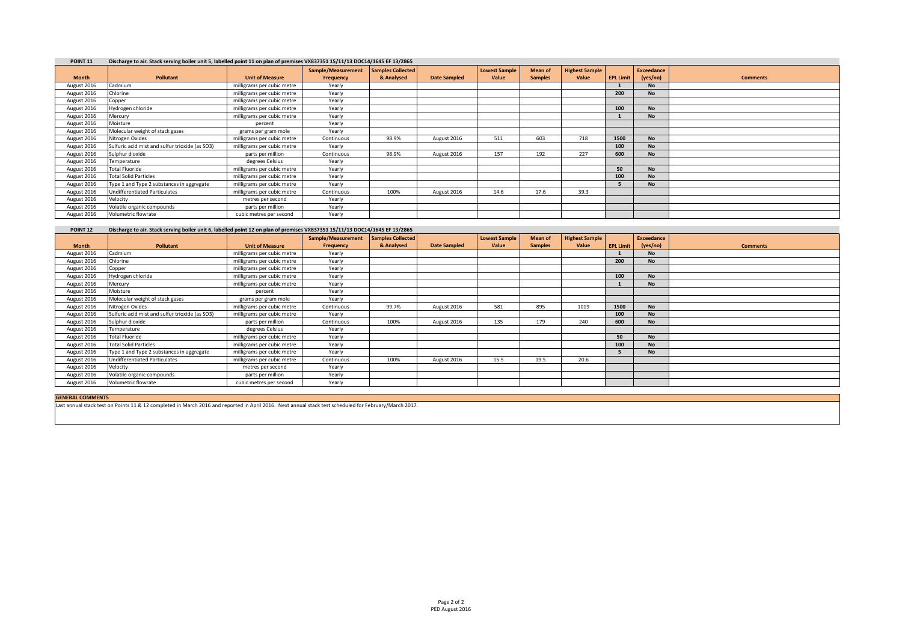**POINT 11** Discharge to air. Stack serving boiler unit 5, labelled point 11 on plan of premises VX837351 15/11/13 DOC14/1645 EF 13/2865

| Month | Pollutant | Unit of Measure | Sample/Measurement Frequency | Samples Collected & Analysed | Date Sampled | Lowest Sample Value | Mean of Samples | Highest Sample Value | EPL Limit | Exceedance (yes/no) | Comments |
|---|---|---|---|---|---|---|---|---|---|---|---|
| August 2016 | Cadmium | milligrams per cubic metre | Yearly | | | | | | 1 | No | |
| August 2016 | Chlorine | milligrams per cubic metre | Yearly | | | | | | 200 | No | |
| August 2016 | Copper | milligrams per cubic metre | Yearly | | | | | | | | |
| August 2016 | Hydrogen chloride | milligrams per cubic metre | Yearly | | | | | | 100 | No | |
| August 2016 | Mercury | milligrams per cubic metre | Yearly | | | | | | 1 | No | |
| August 2016 | Moisture | percent | Yearly | | | | | | | | |
| August 2016 | Molecular weight of stack gases | grams per gram mole | Yearly | | | | | | | | |
| August 2016 | Nitrogen Oxides | milligrams per cubic metre | Continuous | 98.9% | August 2016 | 511 | 603 | 718 | 1500 | No | |
| August 2016 | Sulfuric acid mist and sulfur trioxide (as SO3) | milligrams per cubic metre | Yearly | | | | | | 100 | No | |
| August 2016 | Sulphur dioxide | parts per million | Continuous | 98.9% | August 2016 | 157 | 192 | 227 | 600 | No | |
| August 2016 | Temperature | degrees Celsius | Yearly | | | | | | | | |
| August 2016 | Total Fluoride | milligrams per cubic metre | Yearly | | | | | | 50 | No | |
| August 2016 | Total Solid Particles | milligrams per cubic metre | Yearly | | | | | | 100 | No | |
| August 2016 | Type 1 and Type 2 substances in aggregate | milligrams per cubic metre | Yearly | | | | | | 5 | No | |
| August 2016 | Undifferentiated Particulates | milligrams per cubic metre | Continuous | 100% | August 2016 | 14.6 | 17.6 | 39.3 | | | |
| August 2016 | Velocity | metres per second | Yearly | | | | | | | | |
| August 2016 | Volatile organic compounds | parts per million | Yearly | | | | | | | | |
| August 2016 | Volumetric flowrate | cubic metres per second | Yearly | | | | | | | | |

**POINT 12** Discharge to air. Stack serving boiler unit 6, labelled point 12 on plan of premises VX837351 15/11/13 DOC14/1645 EF 13/2865

| Month | Pollutant | Unit of Measure | Sample/Measurement Frequency | Samples Collected & Analysed | Date Sampled | Lowest Sample Value | Mean of Samples | Highest Sample Value | EPL Limit | Exceedance (yes/no) | Comments |
|---|---|---|---|---|---|---|---|---|---|---|---|
| August 2016 | Cadmium | milligrams per cubic metre | Yearly | | | | | | 1 | No | |
| August 2016 | Chlorine | milligrams per cubic metre | Yearly | | | | | | 200 | No | |
| August 2016 | Copper | milligrams per cubic metre | Yearly | | | | | | | | |
| August 2016 | Hydrogen chloride | milligrams per cubic metre | Yearly | | | | | | 100 | No | |
| August 2016 | Mercury | milligrams per cubic metre | Yearly | | | | | | 1 | No | |
| August 2016 | Moisture | percent | Yearly | | | | | | | | |
| August 2016 | Molecular weight of stack gases | grams per gram mole | Yearly | | | | | | | | |
| August 2016 | Nitrogen Oxides | milligrams per cubic metre | Continuous | 99.7% | August 2016 | 581 | 895 | 1019 | 1500 | No | |
| August 2016 | Sulfuric acid mist and sulfur trioxide (as SO3) | milligrams per cubic metre | Yearly | | | | | | 100 | No | |
| August 2016 | Sulphur dioxide | parts per million | Continuous | 100% | August 2016 | 135 | 179 | 240 | 600 | No | |
| August 2016 | Temperature | degrees Celsius | Yearly | | | | | | | | |
| August 2016 | Total Fluoride | milligrams per cubic metre | Yearly | | | | | | 50 | No | |
| August 2016 | Total Solid Particles | milligrams per cubic metre | Yearly | | | | | | 100 | No | |
| August 2016 | Type 1 and Type 2 substances in aggregate | milligrams per cubic metre | Yearly | | | | | | 5 | No | |
| August 2016 | Undifferentiated Particulates | milligrams per cubic metre | Continuous | 100% | August 2016 | 15.5 | 19.5 | 20.6 | | | |
| August 2016 | Velocity | metres per second | Yearly | | | | | | | | |
| August 2016 | Volatile organic compounds | parts per million | Yearly | | | | | | | | |
| August 2016 | Volumetric flowrate | cubic metres per second | Yearly | | | | | | | | |

**GENERAL COMMENTS**

Last annual stack test on Points 11 & 12 completed in March 2016 and reported in April 2016. Next annual stack test scheduled for February/March 2017.

PED August 2016